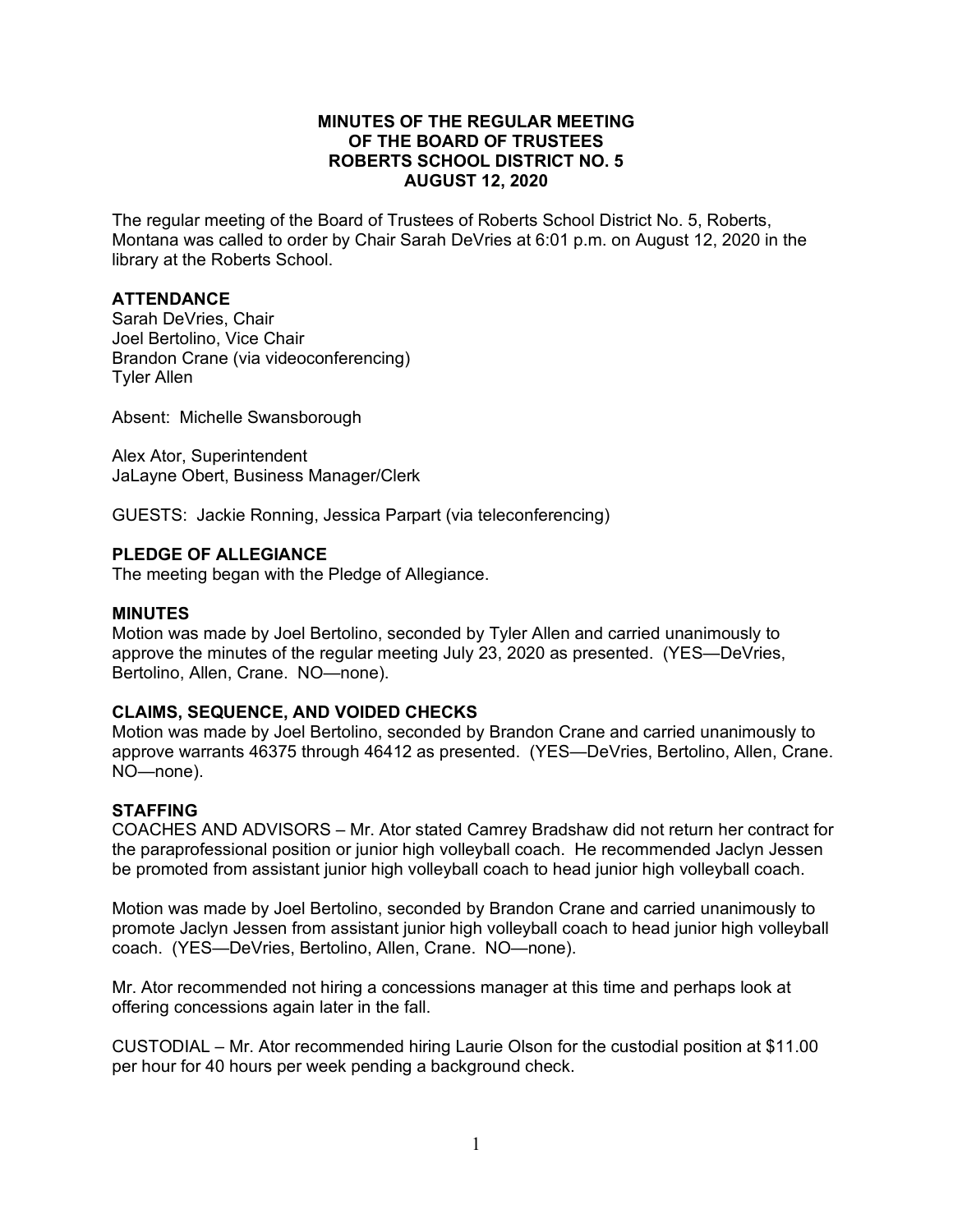**MINUTES OF THE REGULAR MEETING**
**OF THE BOARD OF TRUSTEES**
**ROBERTS SCHOOL DISTRICT NO. 5**
**AUGUST 12, 2020**

The regular meeting of the Board of Trustees of Roberts School District No. 5, Roberts, Montana was called to order by Chair Sarah DeVries at 6:01 p.m. on August 12, 2020 in the library at the Roberts School.

## ATTENDANCE

Sarah DeVries, Chair
Joel Bertolino, Vice Chair
Brandon Crane (via videoconferencing)
Tyler Allen

Absent: Michelle Swansborough

Alex Ator, Superintendent
JaLayne Obert, Business Manager/Clerk

GUESTS: Jackie Ronning, Jessica Parpart (via teleconferencing)

## PLEDGE OF ALLEGIANCE

The meeting began with the Pledge of Allegiance.

## MINUTES

Motion was made by Joel Bertolino, seconded by Tyler Allen and carried unanimously to approve the minutes of the regular meeting July 23, 2020 as presented. (YES—DeVries, Bertolino, Allen, Crane. NO—none).

## CLAIMS, SEQUENCE, AND VOIDED CHECKS

Motion was made by Joel Bertolino, seconded by Brandon Crane and carried unanimously to approve warrants 46375 through 46412 as presented. (YES—DeVries, Bertolino, Allen, Crane. NO—none).

## STAFFING

COACHES AND ADVISORS – Mr. Ator stated Camrey Bradshaw did not return her contract for the paraprofessional position or junior high volleyball coach. He recommended Jaclyn Jessen be promoted from assistant junior high volleyball coach to head junior high volleyball coach.

Motion was made by Joel Bertolino, seconded by Brandon Crane and carried unanimously to promote Jaclyn Jessen from assistant junior high volleyball coach to head junior high volleyball coach. (YES—DeVries, Bertolino, Allen, Crane. NO—none).

Mr. Ator recommended not hiring a concessions manager at this time and perhaps look at offering concessions again later in the fall.

CUSTODIAL – Mr. Ator recommended hiring Laurie Olson for the custodial position at $11.00 per hour for 40 hours per week pending a background check.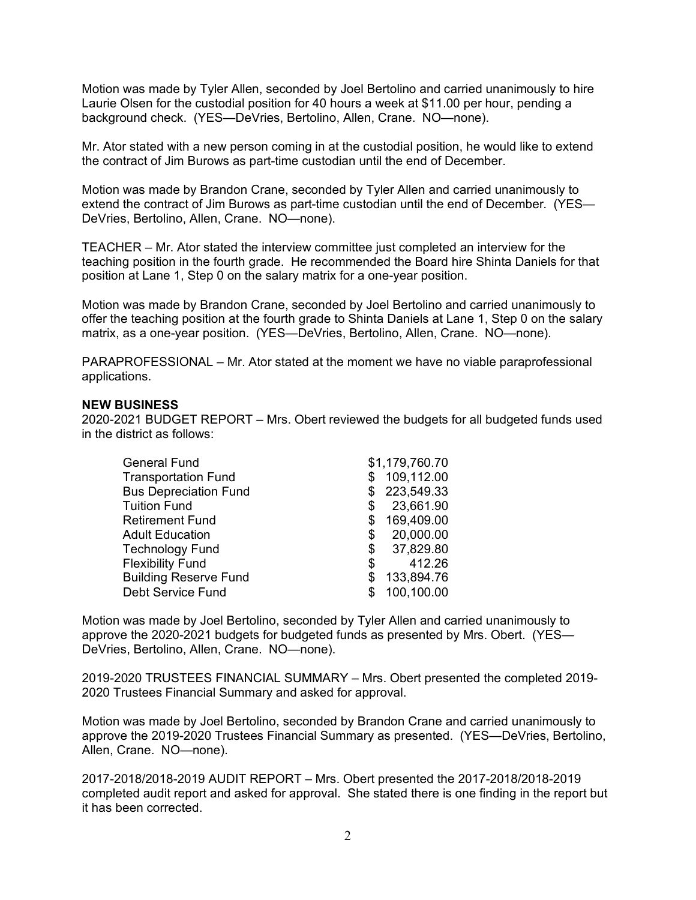Motion was made by Tyler Allen, seconded by Joel Bertolino and carried unanimously to hire Laurie Olsen for the custodial position for 40 hours a week at $11.00 per hour, pending a background check. (YES—DeVries, Bertolino, Allen, Crane. NO—none).

Mr. Ator stated with a new person coming in at the custodial position, he would like to extend the contract of Jim Burows as part-time custodian until the end of December.

Motion was made by Brandon Crane, seconded by Tyler Allen and carried unanimously to extend the contract of Jim Burows as part-time custodian until the end of December. (YES—DeVries, Bertolino, Allen, Crane. NO—none).

TEACHER – Mr. Ator stated the interview committee just completed an interview for the teaching position in the fourth grade. He recommended the Board hire Shinta Daniels for that position at Lane 1, Step 0 on the salary matrix for a one-year position.

Motion was made by Brandon Crane, seconded by Joel Bertolino and carried unanimously to offer the teaching position at the fourth grade to Shinta Daniels at Lane 1, Step 0 on the salary matrix, as a one-year position. (YES—DeVries, Bertolino, Allen, Crane. NO—none).

PARAPROFESSIONAL – Mr. Ator stated at the moment we have no viable paraprofessional applications.

**NEW BUSINESS**

2020-2021 BUDGET REPORT – Mrs. Obert reviewed the budgets for all budgeted funds used in the district as follows:

| Fund | Amount |
|---|---|
| General Fund | $1,179,760.70 |
| Transportation Fund | $ 109,112.00 |
| Bus Depreciation Fund | $ 223,549.33 |
| Tuition Fund | $ 23,661.90 |
| Retirement Fund | $ 169,409.00 |
| Adult Education | $ 20,000.00 |
| Technology Fund | $ 37,829.80 |
| Flexibility Fund | $ 412.26 |
| Building Reserve Fund | $ 133,894.76 |
| Debt Service Fund | $ 100,100.00 |

Motion was made by Joel Bertolino, seconded by Tyler Allen and carried unanimously to approve the 2020-2021 budgets for budgeted funds as presented by Mrs. Obert. (YES—DeVries, Bertolino, Allen, Crane. NO—none).

2019-2020 TRUSTEES FINANCIAL SUMMARY – Mrs. Obert presented the completed 2019-2020 Trustees Financial Summary and asked for approval.

Motion was made by Joel Bertolino, seconded by Brandon Crane and carried unanimously to approve the 2019-2020 Trustees Financial Summary as presented. (YES—DeVries, Bertolino, Allen, Crane. NO—none).

2017-2018/2018-2019 AUDIT REPORT – Mrs. Obert presented the 2017-2018/2018-2019 completed audit report and asked for approval. She stated there is one finding in the report but it has been corrected.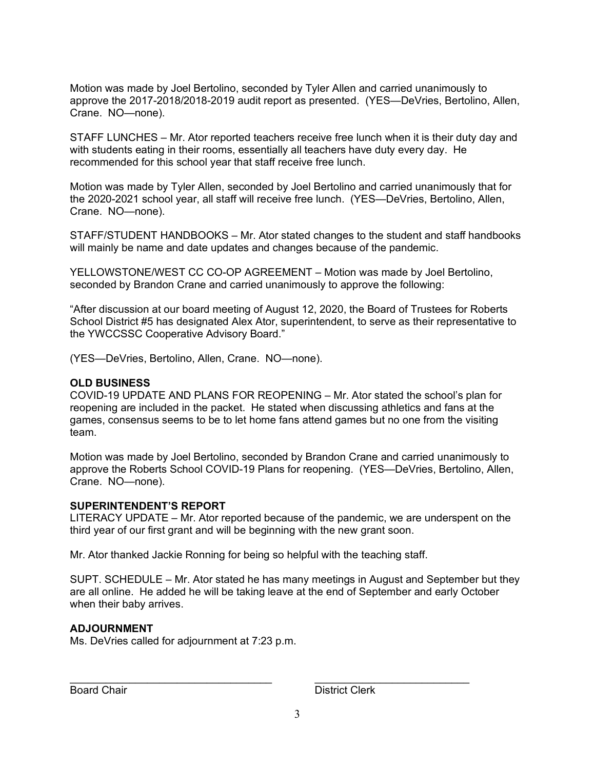Motion was made by Joel Bertolino, seconded by Tyler Allen and carried unanimously to approve the 2017-2018/2018-2019 audit report as presented. (YES—DeVries, Bertolino, Allen, Crane. NO—none).

STAFF LUNCHES – Mr. Ator reported teachers receive free lunch when it is their duty day and with students eating in their rooms, essentially all teachers have duty every day. He recommended for this school year that staff receive free lunch.

Motion was made by Tyler Allen, seconded by Joel Bertolino and carried unanimously that for the 2020-2021 school year, all staff will receive free lunch. (YES—DeVries, Bertolino, Allen, Crane. NO—none).

STAFF/STUDENT HANDBOOKS – Mr. Ator stated changes to the student and staff handbooks will mainly be name and date updates and changes because of the pandemic.

YELLOWSTONE/WEST CC CO-OP AGREEMENT – Motion was made by Joel Bertolino, seconded by Brandon Crane and carried unanimously to approve the following:

"After discussion at our board meeting of August 12, 2020, the Board of Trustees for Roberts School District #5 has designated Alex Ator, superintendent, to serve as their representative to the YWCCSSC Cooperative Advisory Board."

(YES—DeVries, Bertolino, Allen, Crane. NO—none).

**OLD BUSINESS**

COVID-19 UPDATE AND PLANS FOR REOPENING – Mr. Ator stated the school's plan for reopening are included in the packet. He stated when discussing athletics and fans at the games, consensus seems to be to let home fans attend games but no one from the visiting team.

Motion was made by Joel Bertolino, seconded by Brandon Crane and carried unanimously to approve the Roberts School COVID-19 Plans for reopening. (YES—DeVries, Bertolino, Allen, Crane. NO—none).

**SUPERINTENDENT'S REPORT**

LITERACY UPDATE – Mr. Ator reported because of the pandemic, we are underspent on the third year of our first grant and will be beginning with the new grant soon.

Mr. Ator thanked Jackie Ronning for being so helpful with the teaching staff.

SUPT. SCHEDULE – Mr. Ator stated he has many meetings in August and September but they are all online. He added he will be taking leave at the end of September and early October when their baby arrives.

**ADJOURNMENT**

Ms. DeVries called for adjournment at 7:23 p.m.

\_\_\_\_\_\_\_\_\_\_\_\_\_\_\_\_\_\_\_\_\_\_\_\_\_\_\_\_\_\_\_\_\_\_ \_\_\_\_\_\_\_\_\_\_\_\_\_\_\_\_\_\_\_\_\_\_\_\_\_\_

Board Chair District Clerk